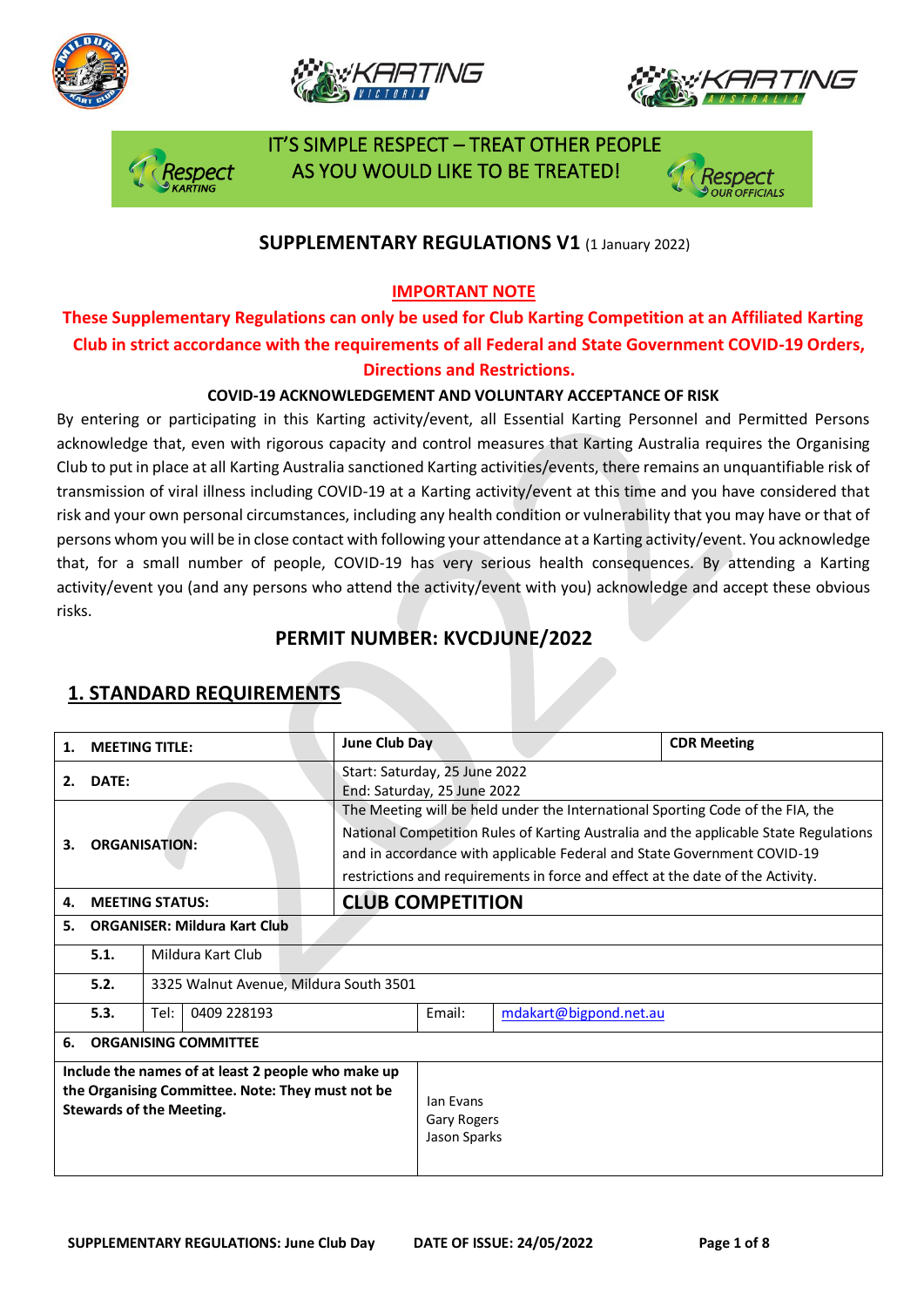IT'S SIMPLE RESPECT – TREAT OTHER PEOPLE AS YOU WOULD LIKE TO BE TREATED!

## SUPPLEMENTARY REGULATIONS V1 (1 January 2022)

**IMPORTANT NOTE**

**These Supplementary Regulations can only be used for Club Karting Competition at an Affiliated Karting Club in strict accordance with the requirements of all Federal and State Government COVID-19 Orders, Directions and Restrictions.**

**COVID-19 ACKNOWLEDGEMENT AND VOLUNTARY ACCEPTANCE OF RISK**

By entering or participating in this Karting activity/event, all Essential Karting Personnel and Permitted Persons acknowledge that, even with rigorous capacity and control measures that Karting Australia requires the Organising Club to put in place at all Karting Australia sanctioned Karting activities/events, there remains an unquantifiable risk of transmission of viral illness including COVID-19 at a Karting activity/event at this time and you have considered that risk and your own personal circumstances, including any health condition or vulnerability that you may have or that of persons whom you will be in close contact with following your attendance at a Karting activity/event. You acknowledge that, for a small number of people, COVID-19 has very serious health consequences. By attending a Karting activity/event you (and any persons who attend the activity/event with you) acknowledge and accept these obvious risks.

## PERMIT NUMBER: KVCDJUNE/2022

## 1. STANDARD REQUIREMENTS

| | | | | | |
|---|---|---|---|---|---|
| **1.** | **MEETING TITLE:** | | **June Club Day** | | **CDR Meeting** |
| **2.** | **DATE:** | | Start: Saturday, 25 June 2022<br>End: Saturday, 25 June 2022 | | |
| **3.** | **ORGANISATION:** | | The Meeting will be held under the International Sporting Code of the FIA, the National Competition Rules of Karting Australia and the applicable State Regulations and in accordance with applicable Federal and State Government COVID-19 restrictions and requirements in force and effect at the date of the Activity. | | |
| **4.** | **MEETING STATUS:** | | **CLUB COMPETITION** | | |
| **5.** | **ORGANISER: Mildura Kart Club** | | | | |
| | **5.1.** | Mildura Kart Club | | | |
| | **5.2.** | 3325 Walnut Avenue, Mildura South 3501 | | | |
| | **5.3.** | Tel: 0409 228193 | | Email: | mdakart@bigpond.net.au |
| **6.** | **ORGANISING COMMITTEE** | | | | |
| **Include the names of at least 2 people who make up the Organising Committee. Note: They must not be Stewards of the Meeting.** | | | Ian Evans<br>Gary Rogers<br>Jason Sparks | | |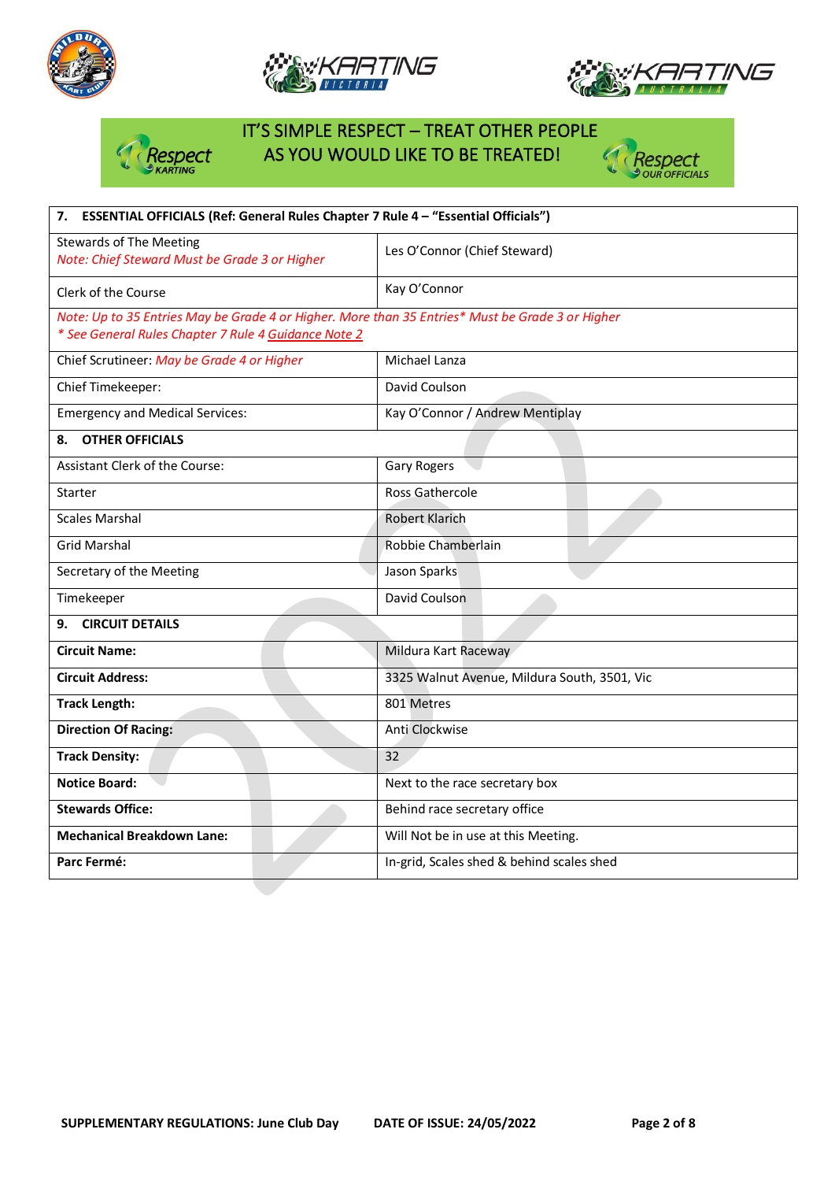IT'S SIMPLE RESPECT – TREAT OTHER PEOPLE AS YOU WOULD LIKE TO BE TREATED!

| **7. ESSENTIAL OFFICIALS (Ref: General Rules Chapter 7 Rule 4 – "Essential Officials")** | |
|---|---|
| Stewards of The Meeting<br>*Note: Chief Steward Must be Grade 3 or Higher* | Les O'Connor (Chief Steward) |
| Clerk of the Course | Kay O'Connor |
| *Note: Up to 35 Entries May be Grade 4 or Higher. More than 35 Entries* Must be Grade 3 or Higher*<br>** See General Rules Chapter 7 Rule 4 Guidance Note 2* | |
| Chief Scrutineer: *May be Grade 4 or Higher* | Michael Lanza |
| Chief Timekeeper: | David Coulson |
| Emergency and Medical Services: | Kay O'Connor / Andrew Mentiplay |
| **8. OTHER OFFICIALS** | |
| Assistant Clerk of the Course: | Gary Rogers |
| Starter | Ross Gathercole |
| Scales Marshal | Robert Klarich |
| Grid Marshal | Robbie Chamberlain |
| Secretary of the Meeting | Jason Sparks |
| Timekeeper | David Coulson |
| **9. CIRCUIT DETAILS** | |
| **Circuit Name:** | Mildura Kart Raceway |
| **Circuit Address:** | 3325 Walnut Avenue, Mildura South, 3501, Vic |
| **Track Length:** | 801 Metres |
| **Direction Of Racing:** | Anti Clockwise |
| **Track Density:** | 32 |
| **Notice Board:** | Next to the race secretary box |
| **Stewards Office:** | Behind race secretary office |
| **Mechanical Breakdown Lane:** | Will Not be in use at this Meeting. |
| **Parc Fermé:** | In-grid, Scales shed & behind scales shed |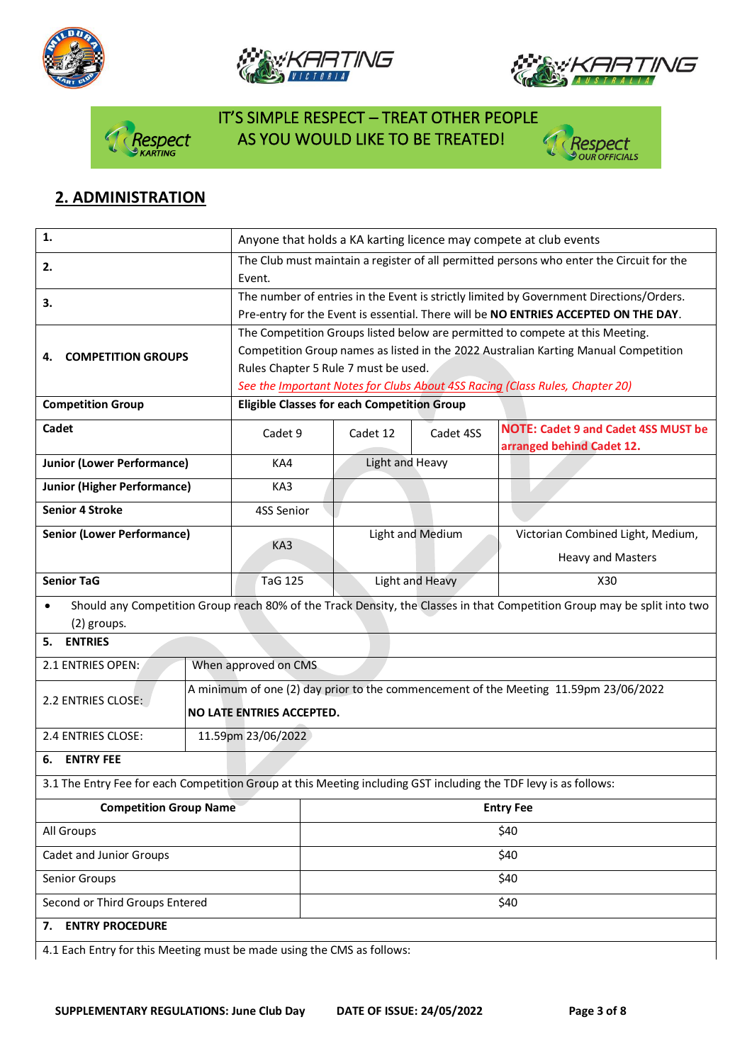IT'S SIMPLE RESPECT – TREAT OTHER PEOPLE AS YOU WOULD LIKE TO BE TREATED!

## 2. ADMINISTRATION

| | | | | |
|---|---|---|---|---|
| **1.** | Anyone that holds a KA karting licence may compete at club events | | | |
| **2.** | The Club must maintain a register of all permitted persons who enter the Circuit for the Event. | | | |
| **3.** | The number of entries in the Event is strictly limited by Government Directions/Orders. Pre-entry for the Event is essential. There will be **NO ENTRIES ACCEPTED ON THE DAY**. | | | |
| **4. COMPETITION GROUPS** | The Competition Groups listed below are permitted to compete at this Meeting. Competition Group names as listed in the 2022 Australian Karting Manual Competition Rules Chapter 5 Rule 7 must be used. *See the Important Notes for Clubs About 4SS Racing (Class Rules, Chapter 20)* | | | |
| **Competition Group** | **Eligible Classes for each Competition Group** | | | |
| **Cadet** | Cadet 9 | Cadet 12 | Cadet 4SS | **NOTE: Cadet 9 and Cadet 4SS MUST be arranged behind Cadet 12.** |
| **Junior (Lower Performance)** | KA4 | Light and Heavy | | |
| **Junior (Higher Performance)** | KA3 | | | |
| **Senior 4 Stroke** | 4SS Senior | | | |
| **Senior (Lower Performance)** | KA3 | Light and Medium | | Victorian Combined Light, Medium, Heavy and Masters |
| **Senior TaG** | TaG 125 | Light and Heavy | | X30 |

- Should any Competition Group reach 80% of the Track Density, the Classes in that Competition Group may be split into two (2) groups.

**5. ENTRIES**

| | |
|---|---|
| 2.1 ENTRIES OPEN: | When approved on CMS |
| 2.2 ENTRIES CLOSE: | A minimum of one (2) day prior to the commencement of the Meeting 11.59pm 23/06/2022<br>**NO LATE ENTRIES ACCEPTED.** |
| 2.4 ENTRIES CLOSE: | 11.59pm 23/06/2022 |

**6. ENTRY FEE**

3.1 The Entry Fee for each Competition Group at this Meeting including GST including the TDF levy is as follows:

| Competition Group Name | Entry Fee |
|---|---|
| All Groups | $40 |
| Cadet and Junior Groups | $40 |
| Senior Groups | $40 |
| Second or Third Groups Entered | $40 |

**7. ENTRY PROCEDURE**

4.1 Each Entry for this Meeting must be made using the CMS as follows: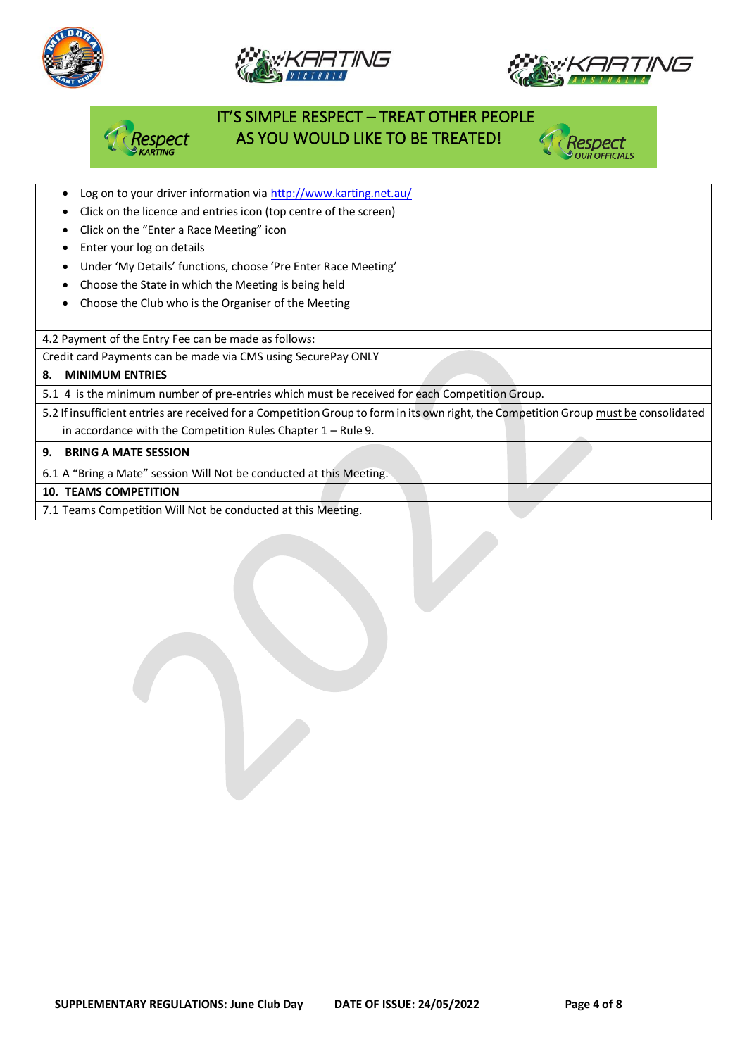IT'S SIMPLE RESPECT – TREAT OTHER PEOPLE AS YOU WOULD LIKE TO BE TREATED!

- Log on to your driver information via http://www.karting.net.au/
- Click on the licence and entries icon (top centre of the screen)
- Click on the "Enter a Race Meeting" icon
- Enter your log on details
- Under 'My Details' functions, choose 'Pre Enter Race Meeting'
- Choose the State in which the Meeting is being held
- Choose the Club who is the Organiser of the Meeting

4.2 Payment of the Entry Fee can be made as follows:

Credit card Payments can be made via CMS using SecurePay ONLY

**8. MINIMUM ENTRIES**

5.1 4 is the minimum number of pre-entries which must be received for each Competition Group.

5.2 If insufficient entries are received for a Competition Group to form in its own right, the Competition Group must be consolidated in accordance with the Competition Rules Chapter 1 – Rule 9.

**9. BRING A MATE SESSION**

6.1 A "Bring a Mate" session Will Not be conducted at this Meeting.

**10. TEAMS COMPETITION**

7.1 Teams Competition Will Not be conducted at this Meeting.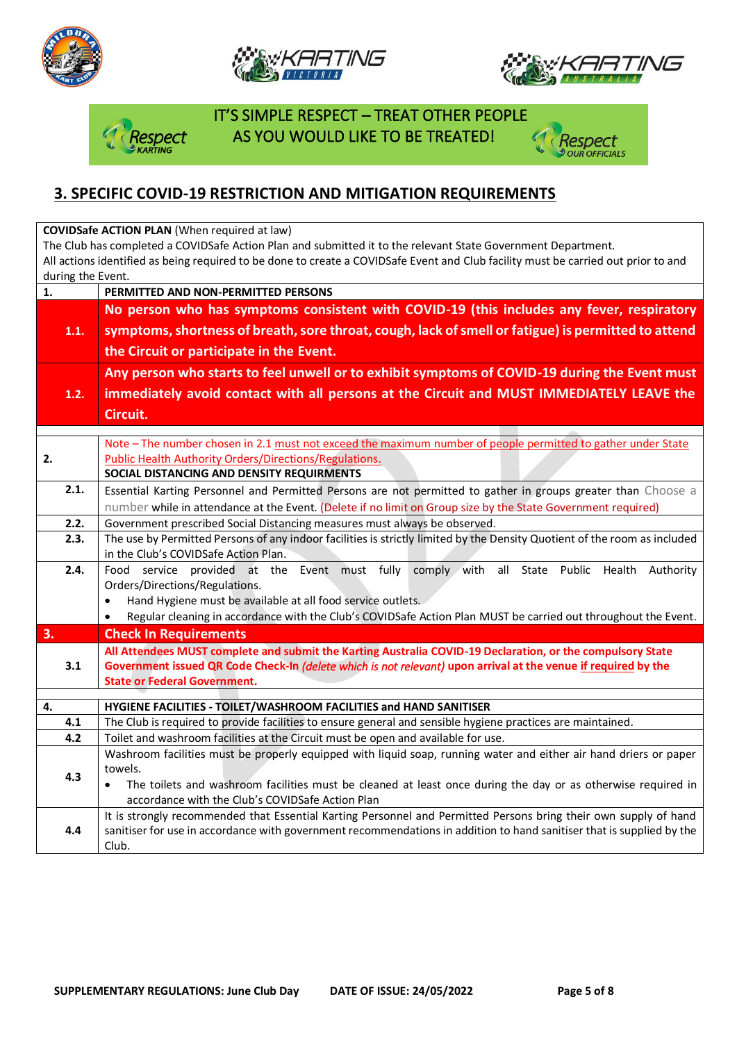IT'S SIMPLE RESPECT – TREAT OTHER PEOPLE AS YOU WOULD LIKE TO BE TREATED!

## 3. SPECIFIC COVID-19 RESTRICTION AND MITIGATION REQUIREMENTS

| **COVIDSafe ACTION PLAN** (When required at law) The Club has completed a COVIDSafe Action Plan and submitted it to the relevant State Government Department. All actions identified as being required to be done to create a COVIDSafe Event and Club facility must be carried out prior to and during the Event. | |
|---|---|
| **1.** | **PERMITTED AND NON-PERMITTED PERSONS** |
| **1.1.** | **No person who has symptoms consistent with COVID-19 (this includes any fever, respiratory symptoms, shortness of breath, sore throat, cough, lack of smell or fatigue) is permitted to attend the Circuit or participate in the Event.** |
| **1.2.** | **Any person who starts to feel unwell or to exhibit symptoms of COVID-19 during the Event must immediately avoid contact with all persons at the Circuit and MUST IMMEDIATELY LEAVE the Circuit.** |
| | |
| **2.** | Note – The number chosen in 2.1 must not exceed the maximum number of people permitted to gather under State Public Health Authority Orders/Directions/Regulations. **SOCIAL DISTANCING AND DENSITY REQUIRMENTS** |
| **2.1.** | Essential Karting Personnel and Permitted Persons are not permitted to gather in groups greater than Choose a number while in attendance at the Event. (Delete if no limit on Group size by the State Government required) |
| **2.2.** | Government prescribed Social Distancing measures must always be observed. |
| **2.3.** | The use by Permitted Persons of any indoor facilities is strictly limited by the Density Quotient of the room as included in the Club's COVIDSafe Action Plan. |
| **2.4.** | Food service provided at the Event must fully comply with all State Public Health Authority Orders/Directions/Regulations.<br>• Hand Hygiene must be available at all food service outlets.<br>• Regular cleaning in accordance with the Club's COVIDSafe Action Plan MUST be carried out throughout the Event. |
| **3.** | **Check In Requirements** |
| **3.1** | **All Attendees MUST complete and submit the Karting Australia COVID-19 Declaration, or the compulsory State Government issued QR Code Check-In** *(delete which is not relevant)* **upon arrival at the venue if required by the State or Federal Government.** |
| | |
| **4.** | **HYGIENE FACILITIES - TOILET/WASHROOM FACILITIES and HAND SANITISER** |
| **4.1** | The Club is required to provide facilities to ensure general and sensible hygiene practices are maintained. |
| **4.2** | Toilet and washroom facilities at the Circuit must be open and available for use. |
| **4.3** | Washroom facilities must be properly equipped with liquid soap, running water and either air hand driers or paper towels.<br>• The toilets and washroom facilities must be cleaned at least once during the day or as otherwise required in accordance with the Club's COVIDSafe Action Plan |
| **4.4** | It is strongly recommended that Essential Karting Personnel and Permitted Persons bring their own supply of hand sanitiser for use in accordance with government recommendations in addition to hand sanitiser that is supplied by the Club. |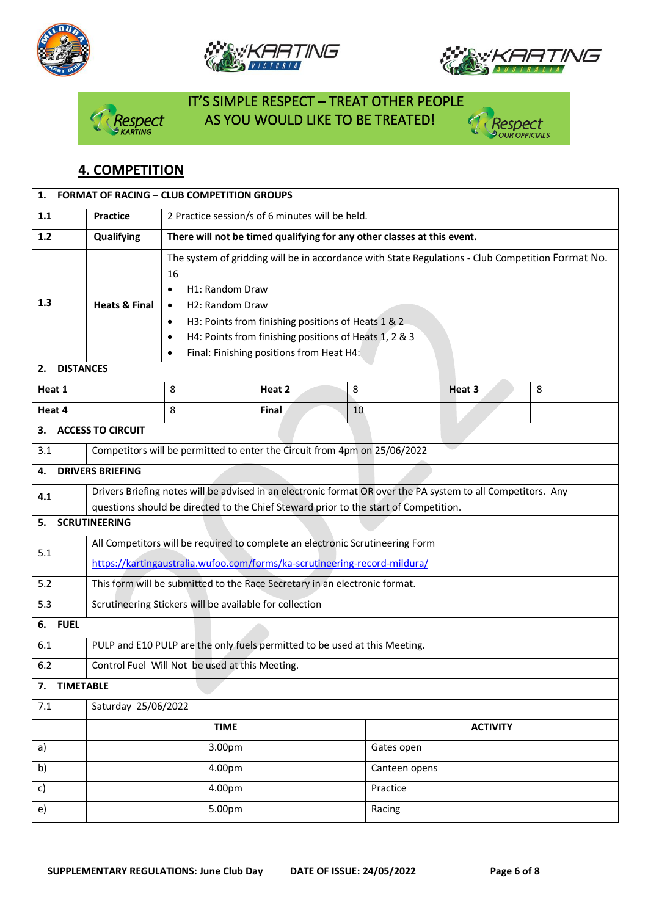IT'S SIMPLE RESPECT – TREAT OTHER PEOPLE AS YOU WOULD LIKE TO BE TREATED!

## 4. COMPETITION

| **1. FORMAT OF RACING – CLUB COMPETITION GROUPS** | | |
|---|---|---|
| **1.1** | **Practice** | 2 Practice session/s of 6 minutes will be held. |
| **1.2** | **Qualifying** | **There will not be timed qualifying for any other classes at this event.** |
| **1.3** | **Heats & Final** | The system of gridding will be in accordance with State Regulations - Club Competition Format No. 16<br>• H1: Random Draw<br>• H2: Random Draw<br>• H3: Points from finishing positions of Heats 1 & 2<br>• H4: Points from finishing positions of Heats 1, 2 & 3<br>• Final: Finishing positions from Heat H4: |

**2. DISTANCES**

| **Heat 1** | 8 | **Heat 2** | 8 | **Heat 3** | 8 |
|---|---|---|---|---|---|
| **Heat 4** | 8 | **Final** | 10 | | |

| **3. ACCESS TO CIRCUIT** | |
|---|---|
| 3.1 | Competitors will be permitted to enter the Circuit from 4pm on 25/06/2022 |
| **4. DRIVERS BRIEFING** | |
| 4.1 | Drivers Briefing notes will be advised in an electronic format OR over the PA system to all Competitors. Any questions should be directed to the Chief Steward prior to the start of Competition. |
| **5. SCRUTINEERING** | |
| 5.1 | All Competitors will be required to complete an electronic Scrutineering Form<br>https://kartingaustralia.wufoo.com/forms/ka-scrutineering-record-mildura/ |
| 5.2 | This form will be submitted to the Race Secretary in an electronic format. |
| 5.3 | Scrutineering Stickers will be available for collection |
| **6. FUEL** | |
| 6.1 | PULP and E10 PULP are the only fuels permitted to be used at this Meeting. |
| 6.2 | Control Fuel Will Not be used at this Meeting. |
| **7. TIMETABLE** | |
| 7.1 | Saturday 25/06/2022 |

| | **TIME** | **ACTIVITY** |
|---|---|---|
| a) | 3.00pm | Gates open |
| b) | 4.00pm | Canteen opens |
| c) | 4.00pm | Practice |
| e) | 5.00pm | Racing |

SUPPLEMENTARY REGULATIONS: June Club Day DATE OF ISSUE: 24/05/2022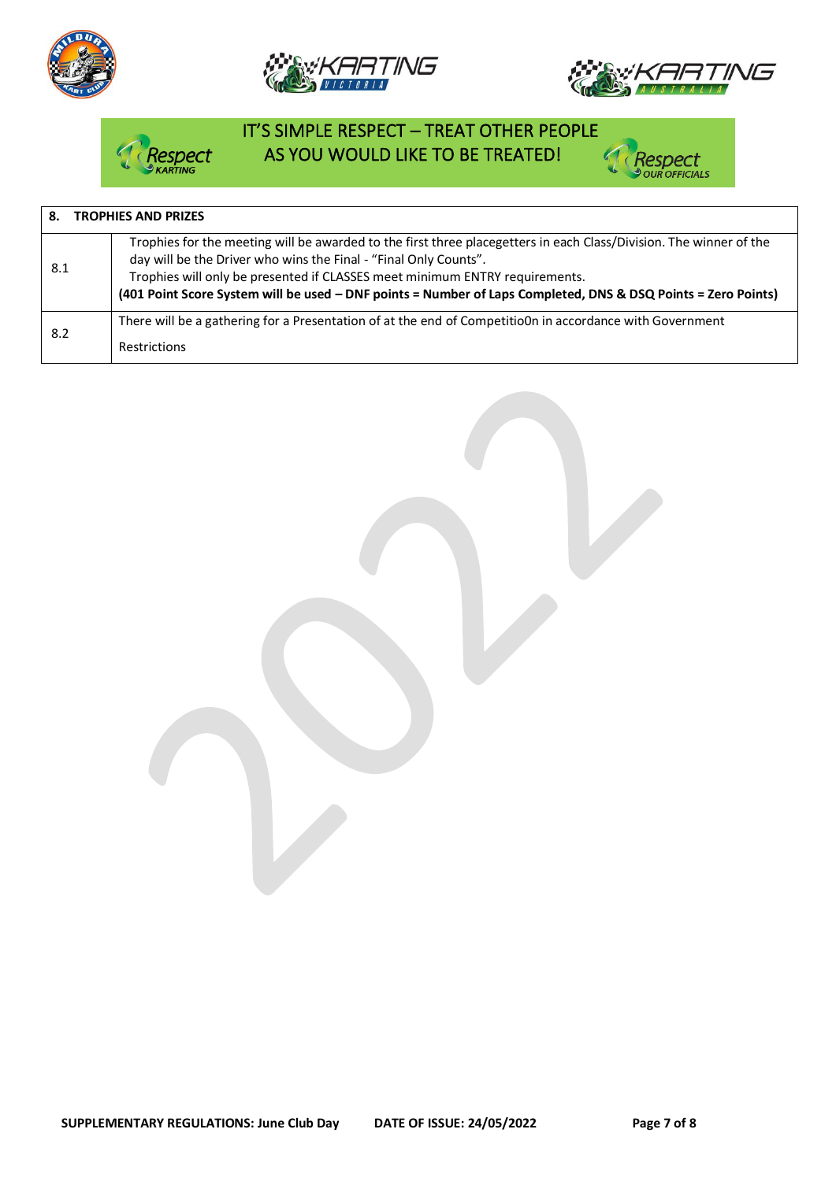IT'S SIMPLE RESPECT – TREAT OTHER PEOPLE AS YOU WOULD LIKE TO BE TREATED!

| 8. | TROPHIES AND PRIZES |
|---|---|
| 8.1 | Trophies for the meeting will be awarded to the first three placegetters in each Class/Division. The winner of the day will be the Driver who wins the Final - "Final Only Counts".<br>Trophies will only be presented if CLASSES meet minimum ENTRY requirements.<br>**(401 Point Score System will be used – DNF points = Number of Laps Completed, DNS & DSQ Points = Zero Points)** |
| 8.2 | There will be a gathering for a Presentation of at the end of Competitio0n in accordance with Government Restrictions |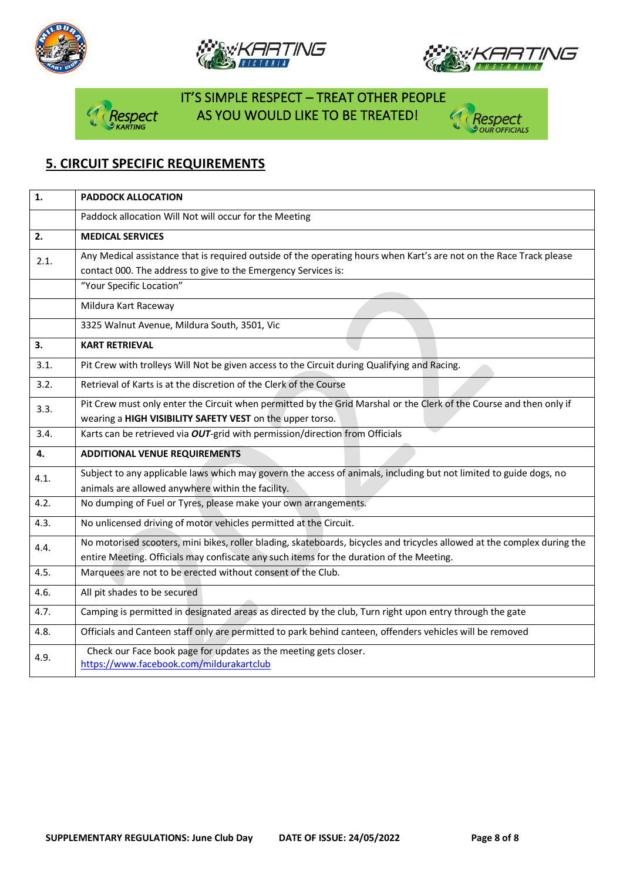IT'S SIMPLE RESPECT – TREAT OTHER PEOPLE AS YOU WOULD LIKE TO BE TREATED!

## 5. CIRCUIT SPECIFIC REQUIREMENTS

| | |
|---|---|
| **1.** | **PADDOCK ALLOCATION** |
| | Paddock allocation Will Not will occur for the Meeting |
| **2.** | **MEDICAL SERVICES** |
| 2.1. | Any Medical assistance that is required outside of the operating hours when Kart's are not on the Race Track please contact 000. The address to give to the Emergency Services is: |
| | "Your Specific Location" |
| | Mildura Kart Raceway |
| | 3325 Walnut Avenue, Mildura South, 3501, Vic |
| **3.** | **KART RETRIEVAL** |
| 3.1. | Pit Crew with trolleys Will Not be given access to the Circuit during Qualifying and Racing. |
| 3.2. | Retrieval of Karts is at the discretion of the Clerk of the Course |
| 3.3. | Pit Crew must only enter the Circuit when permitted by the Grid Marshal or the Clerk of the Course and then only if wearing a **HIGH VISIBILITY SAFETY VEST** on the upper torso. |
| 3.4. | Karts can be retrieved via ***OUT***-grid with permission/direction from Officials |
| **4.** | **ADDITIONAL VENUE REQUIREMENTS** |
| 4.1. | Subject to any applicable laws which may govern the access of animals, including but not limited to guide dogs, no animals are allowed anywhere within the facility. |
| 4.2. | No dumping of Fuel or Tyres, please make your own arrangements. |
| 4.3. | No unlicensed driving of motor vehicles permitted at the Circuit. |
| 4.4. | No motorised scooters, mini bikes, roller blading, skateboards, bicycles and tricycles allowed at the complex during the entire Meeting. Officials may confiscate any such items for the duration of the Meeting. |
| 4.5. | Marquees are not to be erected without consent of the Club. |
| 4.6. | All pit shades to be secured |
| 4.7. | Camping is permitted in designated areas as directed by the club, Turn right upon entry through the gate |
| 4.8. | Officials and Canteen staff only are permitted to park behind canteen, offenders vehicles will be removed |
| 4.9. | Check our Face book page for updates as the meeting gets closer. https://www.facebook.com/mildurakartclub |

SUPPLEMENTARY REGULATIONS: June Club Day DATE OF ISSUE: 24/05/2022